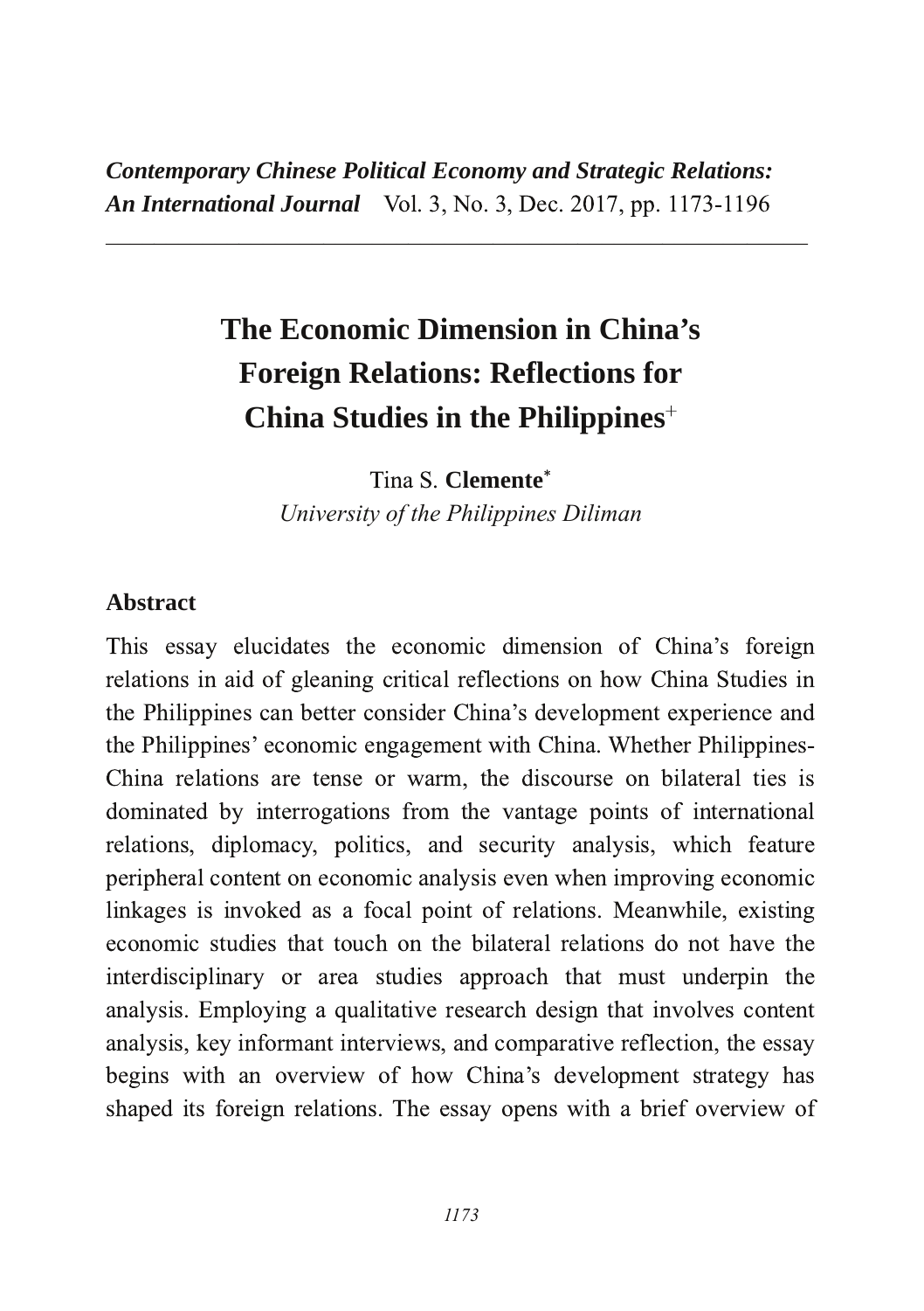# The Economic Dimension in China's Foreign Relations: Reflections for China Studies in the Philippines[+]

Tina S. **Clemente**[*]
*University of the Philippines Diliman*

## Abstract

This essay elucidates the economic dimension of China's foreign relations in aid of gleaning critical reflections on how China Studies in the Philippines can better consider China's development experience and the Philippines' economic engagement with China. Whether Philippines-China relations are tense or warm, the discourse on bilateral ties is dominated by interrogations from the vantage points of international relations, diplomacy, politics, and security analysis, which feature peripheral content on economic analysis even when improving economic linkages is invoked as a focal point of relations. Meanwhile, existing economic studies that touch on the bilateral relations do not have the interdisciplinary or area studies approach that must underpin the analysis. Employing a qualitative research design that involves content analysis, key informant interviews, and comparative reflection, the essay begins with an overview of how China's development strategy has shaped its foreign relations. The essay opens with a brief overview of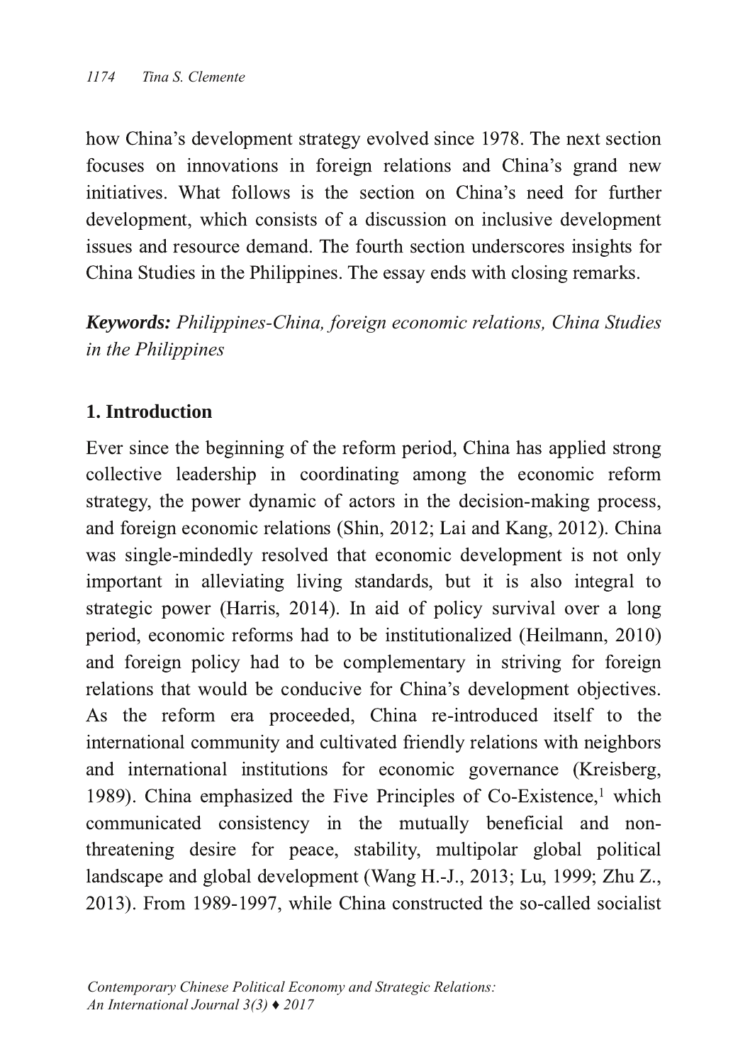how China's development strategy evolved since 1978. The next section focuses on innovations in foreign relations and China's grand new initiatives. What follows is the section on China's need for further development, which consists of a discussion on inclusive development issues and resource demand. The fourth section underscores insights for China Studies in the Philippines. The essay ends with closing remarks.

***Keywords:*** *Philippines-China, foreign economic relations, China Studies in the Philippines*

## 1. Introduction

Ever since the beginning of the reform period, China has applied strong collective leadership in coordinating among the economic reform strategy, the power dynamic of actors in the decision-making process, and foreign economic relations (Shin, 2012; Lai and Kang, 2012). China was single-mindedly resolved that economic development is not only important in alleviating living standards, but it is also integral to strategic power (Harris, 2014). In aid of policy survival over a long period, economic reforms had to be institutionalized (Heilmann, 2010) and foreign policy had to be complementary in striving for foreign relations that would be conducive for China's development objectives. As the reform era proceeded, China re-introduced itself to the international community and cultivated friendly relations with neighbors and international institutions for economic governance (Kreisberg, 1989). China emphasized the Five Principles of Co-Existence,[1] which communicated consistency in the mutually beneficial and non-threatening desire for peace, stability, multipolar global political landscape and global development (Wang H.-J., 2013; Lu, 1999; Zhu Z., 2013). From 1989-1997, while China constructed the so-called socialist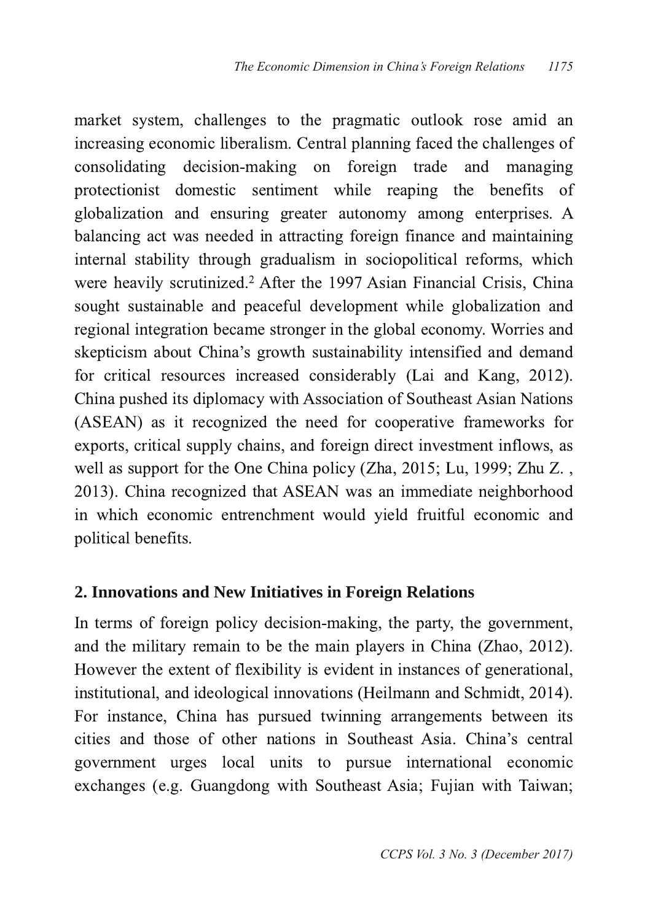market system, challenges to the pragmatic outlook rose amid an increasing economic liberalism. Central planning faced the challenges of consolidating decision-making on foreign trade and managing protectionist domestic sentiment while reaping the benefits of globalization and ensuring greater autonomy among enterprises. A balancing act was needed in attracting foreign finance and maintaining internal stability through gradualism in sociopolitical reforms, which were heavily scrutinized.[2] After the 1997 Asian Financial Crisis, China sought sustainable and peaceful development while globalization and regional integration became stronger in the global economy. Worries and skepticism about China's growth sustainability intensified and demand for critical resources increased considerably (Lai and Kang, 2012). China pushed its diplomacy with Association of Southeast Asian Nations (ASEAN) as it recognized the need for cooperative frameworks for exports, critical supply chains, and foreign direct investment inflows, as well as support for the One China policy (Zha, 2015; Lu, 1999; Zhu Z. , 2013). China recognized that ASEAN was an immediate neighborhood in which economic entrenchment would yield fruitful economic and political benefits.

## 2. Innovations and New Initiatives in Foreign Relations

In terms of foreign policy decision-making, the party, the government, and the military remain to be the main players in China (Zhao, 2012). However the extent of flexibility is evident in instances of generational, institutional, and ideological innovations (Heilmann and Schmidt, 2014). For instance, China has pursued twinning arrangements between its cities and those of other nations in Southeast Asia. China's central government urges local units to pursue international economic exchanges (e.g. Guangdong with Southeast Asia; Fujian with Taiwan;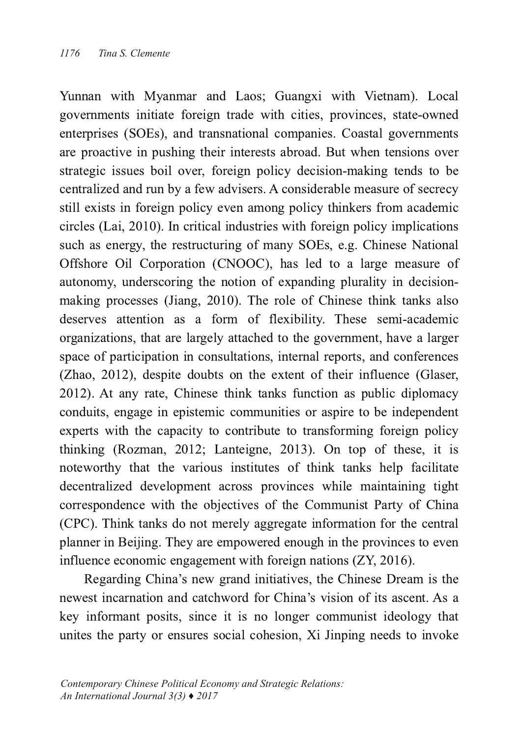Yunnan with Myanmar and Laos; Guangxi with Vietnam). Local governments initiate foreign trade with cities, provinces, state-owned enterprises (SOEs), and transnational companies. Coastal governments are proactive in pushing their interests abroad. But when tensions over strategic issues boil over, foreign policy decision-making tends to be centralized and run by a few advisers. A considerable measure of secrecy still exists in foreign policy even among policy thinkers from academic circles (Lai, 2010). In critical industries with foreign policy implications such as energy, the restructuring of many SOEs, e.g. Chinese National Offshore Oil Corporation (CNOOC), has led to a large measure of autonomy, underscoring the notion of expanding plurality in decision-making processes (Jiang, 2010). The role of Chinese think tanks also deserves attention as a form of flexibility. These semi-academic organizations, that are largely attached to the government, have a larger space of participation in consultations, internal reports, and conferences (Zhao, 2012), despite doubts on the extent of their influence (Glaser, 2012). At any rate, Chinese think tanks function as public diplomacy conduits, engage in epistemic communities or aspire to be independent experts with the capacity to contribute to transforming foreign policy thinking (Rozman, 2012; Lanteigne, 2013). On top of these, it is noteworthy that the various institutes of think tanks help facilitate decentralized development across provinces while maintaining tight correspondence with the objectives of the Communist Party of China (CPC). Think tanks do not merely aggregate information for the central planner in Beijing. They are empowered enough in the provinces to even influence economic engagement with foreign nations (ZY, 2016).

Regarding China's new grand initiatives, the Chinese Dream is the newest incarnation and catchword for China's vision of its ascent. As a key informant posits, since it is no longer communist ideology that unites the party or ensures social cohesion, Xi Jinping needs to invoke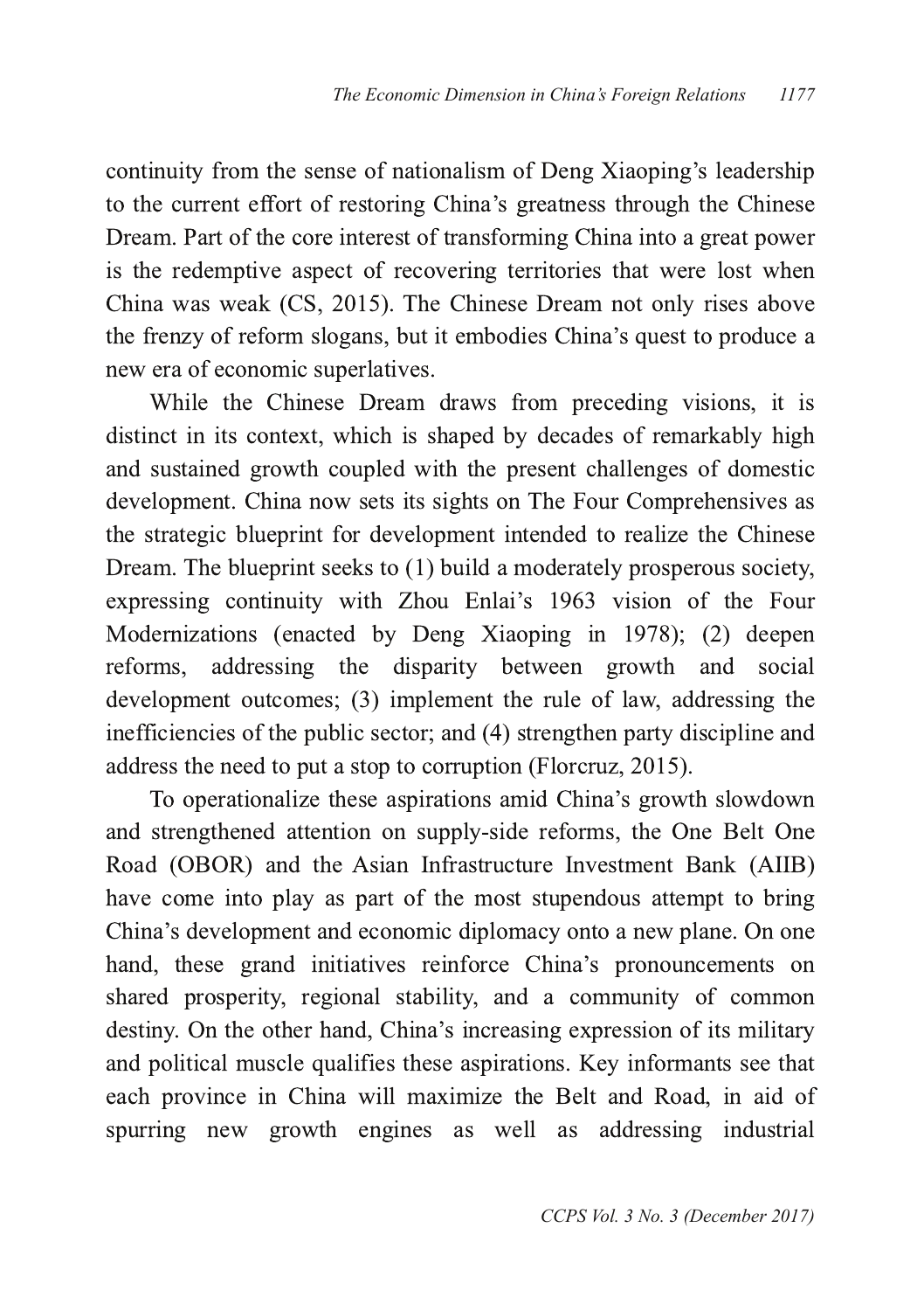continuity from the sense of nationalism of Deng Xiaoping's leadership to the current effort of restoring China's greatness through the Chinese Dream. Part of the core interest of transforming China into a great power is the redemptive aspect of recovering territories that were lost when China was weak (CS, 2015). The Chinese Dream not only rises above the frenzy of reform slogans, but it embodies China's quest to produce a new era of economic superlatives.

While the Chinese Dream draws from preceding visions, it is distinct in its context, which is shaped by decades of remarkably high and sustained growth coupled with the present challenges of domestic development. China now sets its sights on The Four Comprehensives as the strategic blueprint for development intended to realize the Chinese Dream. The blueprint seeks to (1) build a moderately prosperous society, expressing continuity with Zhou Enlai's 1963 vision of the Four Modernizations (enacted by Deng Xiaoping in 1978); (2) deepen reforms, addressing the disparity between growth and social development outcomes; (3) implement the rule of law, addressing the inefficiencies of the public sector; and (4) strengthen party discipline and address the need to put a stop to corruption (Florcruz, 2015).

To operationalize these aspirations amid China's growth slowdown and strengthened attention on supply-side reforms, the One Belt One Road (OBOR) and the Asian Infrastructure Investment Bank (AIIB) have come into play as part of the most stupendous attempt to bring China's development and economic diplomacy onto a new plane. On one hand, these grand initiatives reinforce China's pronouncements on shared prosperity, regional stability, and a community of common destiny. On the other hand, China's increasing expression of its military and political muscle qualifies these aspirations. Key informants see that each province in China will maximize the Belt and Road, in aid of spurring new growth engines as well as addressing industrial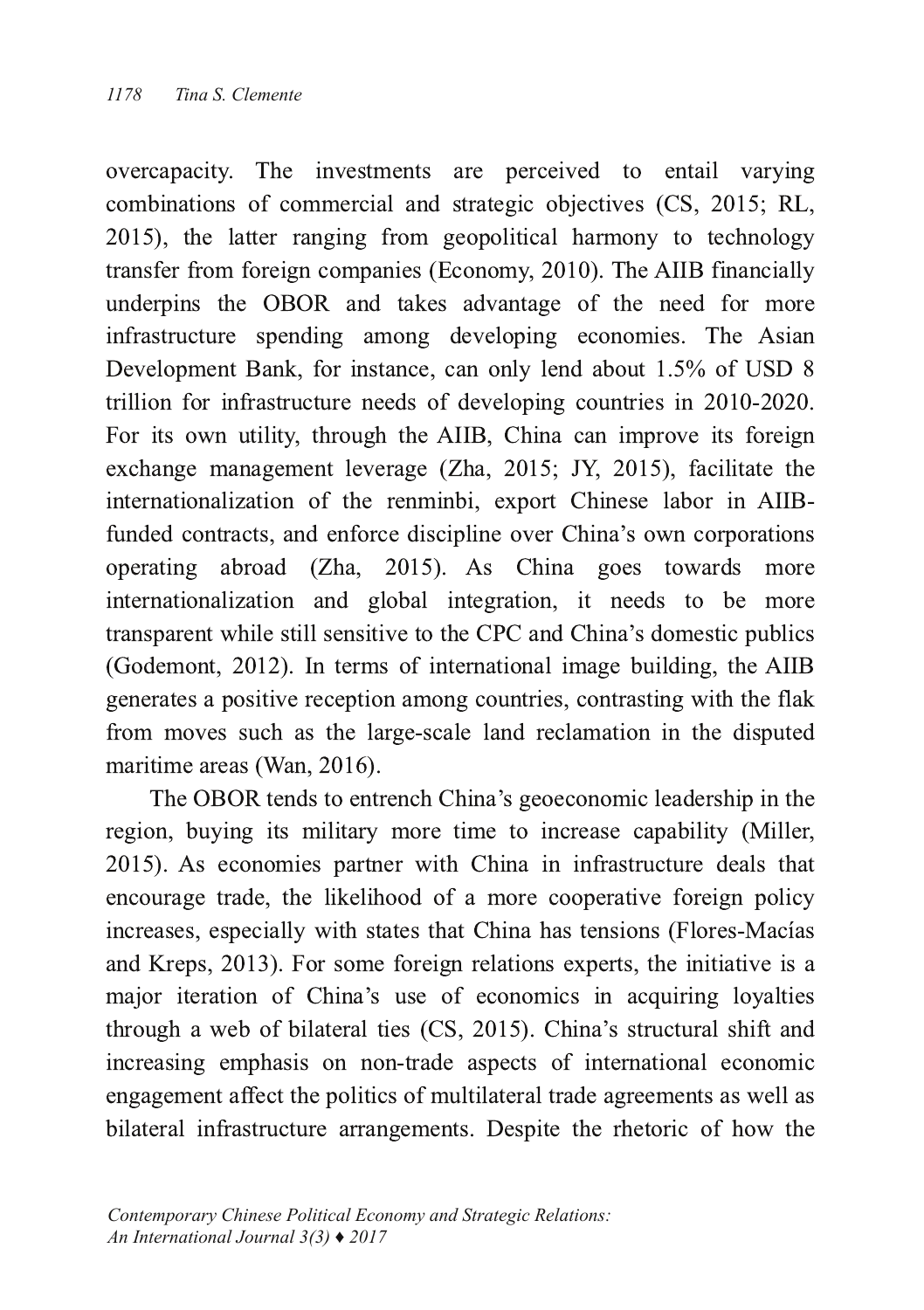overcapacity. The investments are perceived to entail varying combinations of commercial and strategic objectives (CS, 2015; RL, 2015), the latter ranging from geopolitical harmony to technology transfer from foreign companies (Economy, 2010). The AIIB financially underpins the OBOR and takes advantage of the need for more infrastructure spending among developing economies. The Asian Development Bank, for instance, can only lend about 1.5% of USD 8 trillion for infrastructure needs of developing countries in 2010-2020. For its own utility, through the AIIB, China can improve its foreign exchange management leverage (Zha, 2015; JY, 2015), facilitate the internationalization of the renminbi, export Chinese labor in AIIB-funded contracts, and enforce discipline over China's own corporations operating abroad (Zha, 2015). As China goes towards more internationalization and global integration, it needs to be more transparent while still sensitive to the CPC and China's domestic publics (Godemont, 2012). In terms of international image building, the AIIB generates a positive reception among countries, contrasting with the flak from moves such as the large-scale land reclamation in the disputed maritime areas (Wan, 2016).

The OBOR tends to entrench China's geoeconomic leadership in the region, buying its military more time to increase capability (Miller, 2015). As economies partner with China in infrastructure deals that encourage trade, the likelihood of a more cooperative foreign policy increases, especially with states that China has tensions (Flores-Macías and Kreps, 2013). For some foreign relations experts, the initiative is a major iteration of China's use of economics in acquiring loyalties through a web of bilateral ties (CS, 2015). China's structural shift and increasing emphasis on non-trade aspects of international economic engagement affect the politics of multilateral trade agreements as well as bilateral infrastructure arrangements. Despite the rhetoric of how the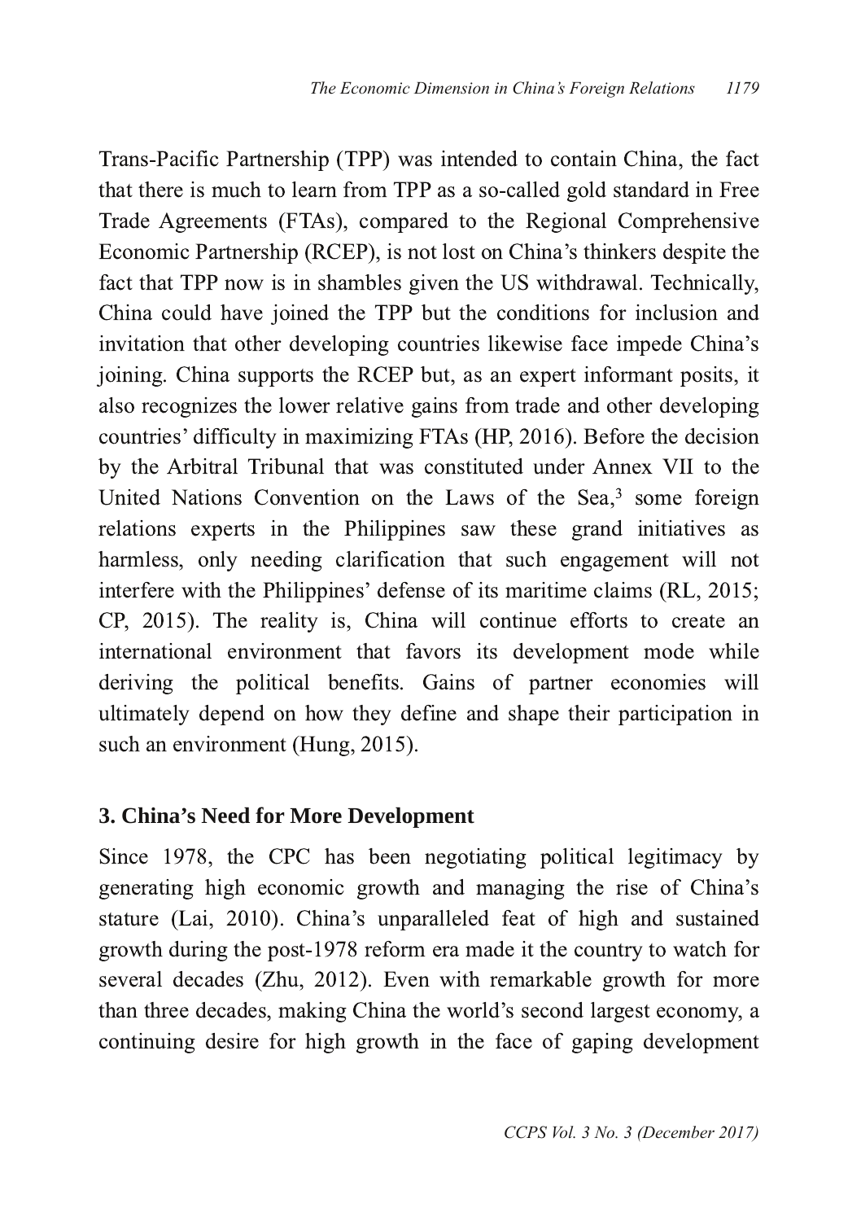Trans-Pacific Partnership (TPP) was intended to contain China, the fact that there is much to learn from TPP as a so-called gold standard in Free Trade Agreements (FTAs), compared to the Regional Comprehensive Economic Partnership (RCEP), is not lost on China's thinkers despite the fact that TPP now is in shambles given the US withdrawal. Technically, China could have joined the TPP but the conditions for inclusion and invitation that other developing countries likewise face impede China's joining. China supports the RCEP but, as an expert informant posits, it also recognizes the lower relative gains from trade and other developing countries' difficulty in maximizing FTAs (HP, 2016). Before the decision by the Arbitral Tribunal that was constituted under Annex VII to the United Nations Convention on the Laws of the Sea,[3] some foreign relations experts in the Philippines saw these grand initiatives as harmless, only needing clarification that such engagement will not interfere with the Philippines' defense of its maritime claims (RL, 2015; CP, 2015). The reality is, China will continue efforts to create an international environment that favors its development mode while deriving the political benefits. Gains of partner economies will ultimately depend on how they define and shape their participation in such an environment (Hung, 2015).

## 3. China's Need for More Development

Since 1978, the CPC has been negotiating political legitimacy by generating high economic growth and managing the rise of China's stature (Lai, 2010). China's unparalleled feat of high and sustained growth during the post-1978 reform era made it the country to watch for several decades (Zhu, 2012). Even with remarkable growth for more than three decades, making China the world's second largest economy, a continuing desire for high growth in the face of gaping development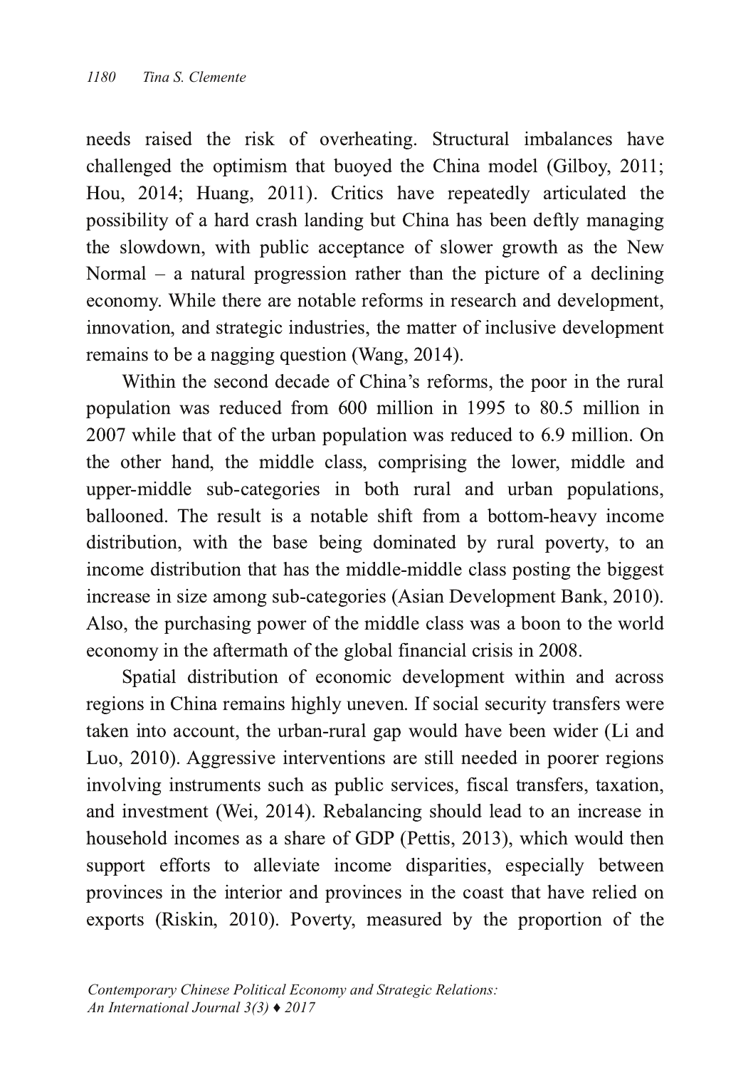needs raised the risk of overheating. Structural imbalances have challenged the optimism that buoyed the China model (Gilboy, 2011; Hou, 2014; Huang, 2011). Critics have repeatedly articulated the possibility of a hard crash landing but China has been deftly managing the slowdown, with public acceptance of slower growth as the New Normal – a natural progression rather than the picture of a declining economy. While there are notable reforms in research and development, innovation, and strategic industries, the matter of inclusive development remains to be a nagging question (Wang, 2014).

Within the second decade of China's reforms, the poor in the rural population was reduced from 600 million in 1995 to 80.5 million in 2007 while that of the urban population was reduced to 6.9 million. On the other hand, the middle class, comprising the lower, middle and upper-middle sub-categories in both rural and urban populations, ballooned. The result is a notable shift from a bottom-heavy income distribution, with the base being dominated by rural poverty, to an income distribution that has the middle-middle class posting the biggest increase in size among sub-categories (Asian Development Bank, 2010). Also, the purchasing power of the middle class was a boon to the world economy in the aftermath of the global financial crisis in 2008.

Spatial distribution of economic development within and across regions in China remains highly uneven. If social security transfers were taken into account, the urban-rural gap would have been wider (Li and Luo, 2010). Aggressive interventions are still needed in poorer regions involving instruments such as public services, fiscal transfers, taxation, and investment (Wei, 2014). Rebalancing should lead to an increase in household incomes as a share of GDP (Pettis, 2013), which would then support efforts to alleviate income disparities, especially between provinces in the interior and provinces in the coast that have relied on exports (Riskin, 2010). Poverty, measured by the proportion of the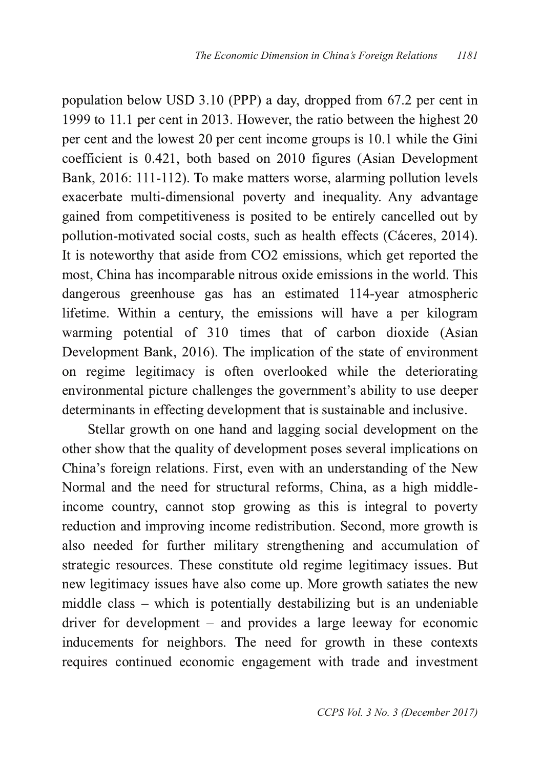population below USD 3.10 (PPP) a day, dropped from 67.2 per cent in 1999 to 11.1 per cent in 2013. However, the ratio between the highest 20 per cent and the lowest 20 per cent income groups is 10.1 while the Gini coefficient is 0.421, both based on 2010 figures (Asian Development Bank, 2016: 111-112). To make matters worse, alarming pollution levels exacerbate multi-dimensional poverty and inequality. Any advantage gained from competitiveness is posited to be entirely cancelled out by pollution-motivated social costs, such as health effects (Cáceres, 2014). It is noteworthy that aside from CO2 emissions, which get reported the most, China has incomparable nitrous oxide emissions in the world. This dangerous greenhouse gas has an estimated 114-year atmospheric lifetime. Within a century, the emissions will have a per kilogram warming potential of 310 times that of carbon dioxide (Asian Development Bank, 2016). The implication of the state of environment on regime legitimacy is often overlooked while the deteriorating environmental picture challenges the government's ability to use deeper determinants in effecting development that is sustainable and inclusive.

Stellar growth on one hand and lagging social development on the other show that the quality of development poses several implications on China's foreign relations. First, even with an understanding of the New Normal and the need for structural reforms, China, as a high middle-income country, cannot stop growing as this is integral to poverty reduction and improving income redistribution. Second, more growth is also needed for further military strengthening and accumulation of strategic resources. These constitute old regime legitimacy issues. But new legitimacy issues have also come up. More growth satiates the new middle class – which is potentially destabilizing but is an undeniable driver for development – and provides a large leeway for economic inducements for neighbors. The need for growth in these contexts requires continued economic engagement with trade and investment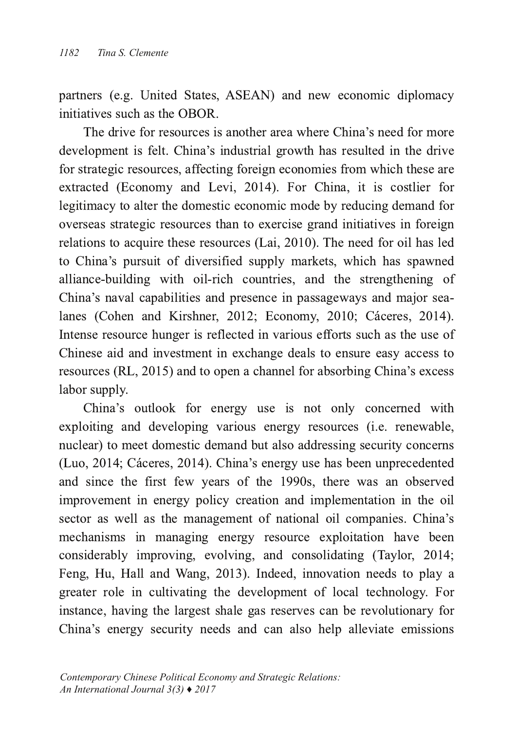partners (e.g. United States, ASEAN) and new economic diplomacy initiatives such as the OBOR.

The drive for resources is another area where China's need for more development is felt. China's industrial growth has resulted in the drive for strategic resources, affecting foreign economies from which these are extracted (Economy and Levi, 2014). For China, it is costlier for legitimacy to alter the domestic economic mode by reducing demand for overseas strategic resources than to exercise grand initiatives in foreign relations to acquire these resources (Lai, 2010). The need for oil has led to China's pursuit of diversified supply markets, which has spawned alliance-building with oil-rich countries, and the strengthening of China's naval capabilities and presence in passageways and major sea-lanes (Cohen and Kirshner, 2012; Economy, 2010; Cáceres, 2014). Intense resource hunger is reflected in various efforts such as the use of Chinese aid and investment in exchange deals to ensure easy access to resources (RL, 2015) and to open a channel for absorbing China's excess labor supply.

China's outlook for energy use is not only concerned with exploiting and developing various energy resources (i.e. renewable, nuclear) to meet domestic demand but also addressing security concerns (Luo, 2014; Cáceres, 2014). China's energy use has been unprecedented and since the first few years of the 1990s, there was an observed improvement in energy policy creation and implementation in the oil sector as well as the management of national oil companies. China's mechanisms in managing energy resource exploitation have been considerably improving, evolving, and consolidating (Taylor, 2014; Feng, Hu, Hall and Wang, 2013). Indeed, innovation needs to play a greater role in cultivating the development of local technology. For instance, having the largest shale gas reserves can be revolutionary for China's energy security needs and can also help alleviate emissions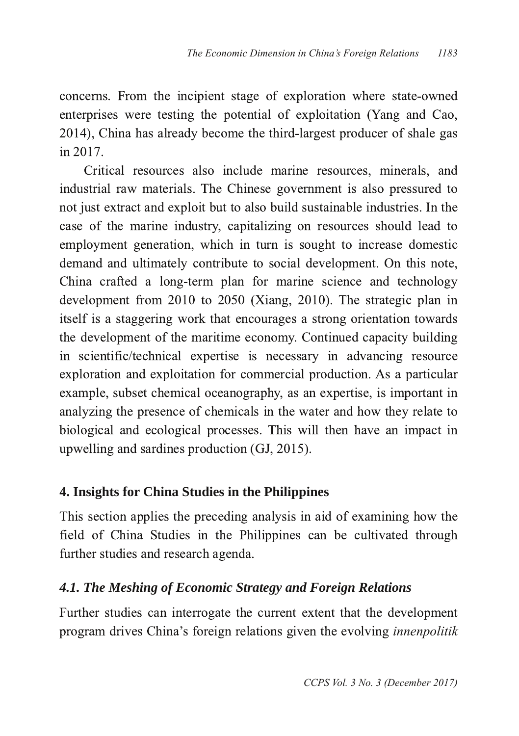concerns. From the incipient stage of exploration where state-owned enterprises were testing the potential of exploitation (Yang and Cao, 2014), China has already become the third-largest producer of shale gas in 2017.

Critical resources also include marine resources, minerals, and industrial raw materials. The Chinese government is also pressured to not just extract and exploit but to also build sustainable industries. In the case of the marine industry, capitalizing on resources should lead to employment generation, which in turn is sought to increase domestic demand and ultimately contribute to social development. On this note, China crafted a long-term plan for marine science and technology development from 2010 to 2050 (Xiang, 2010). The strategic plan in itself is a staggering work that encourages a strong orientation towards the development of the maritime economy. Continued capacity building in scientific/technical expertise is necessary in advancing resource exploration and exploitation for commercial production. As a particular example, subset chemical oceanography, as an expertise, is important in analyzing the presence of chemicals in the water and how they relate to biological and ecological processes. This will then have an impact in upwelling and sardines production (GJ, 2015).

## 4. Insights for China Studies in the Philippines

This section applies the preceding analysis in aid of examining how the field of China Studies in the Philippines can be cultivated through further studies and research agenda.

### *4.1. The Meshing of Economic Strategy and Foreign Relations*

Further studies can interrogate the current extent that the development program drives China's foreign relations given the evolving *innenpolitik*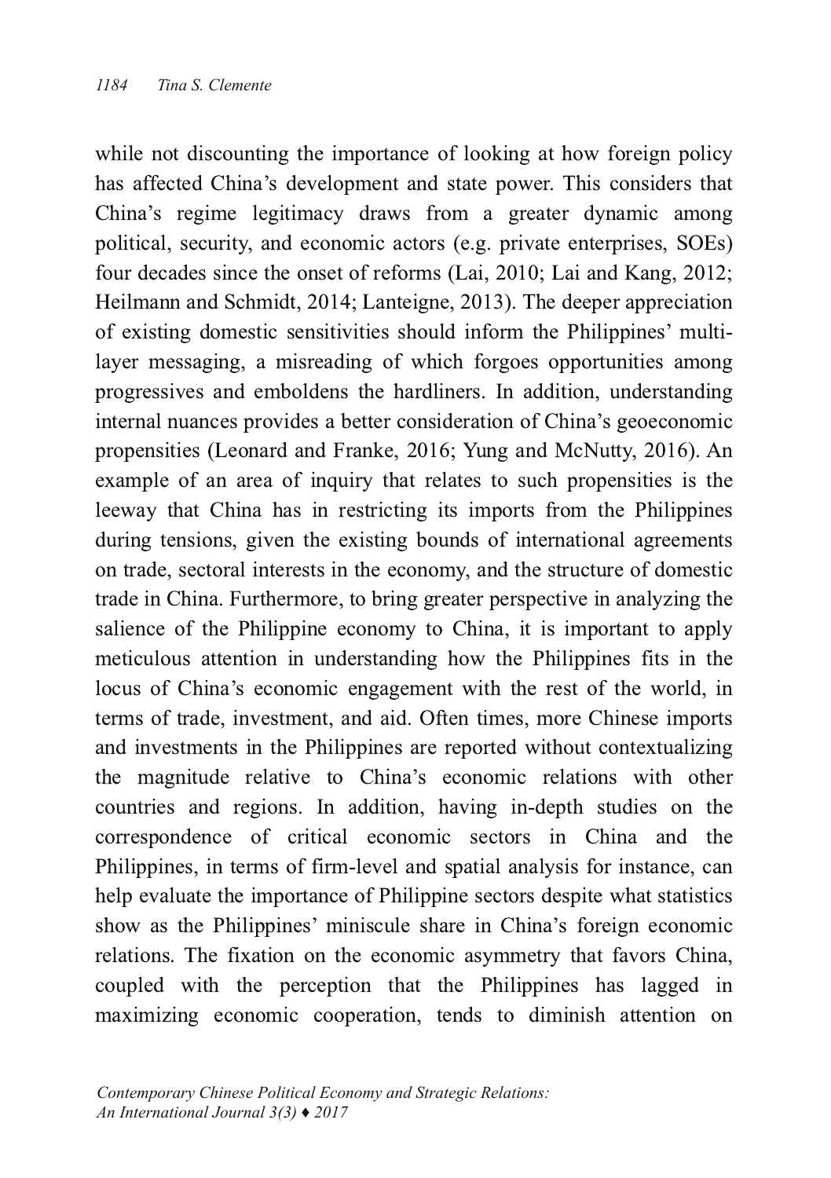while not discounting the importance of looking at how foreign policy has affected China's development and state power. This considers that China's regime legitimacy draws from a greater dynamic among political, security, and economic actors (e.g. private enterprises, SOEs) four decades since the onset of reforms (Lai, 2010; Lai and Kang, 2012; Heilmann and Schmidt, 2014; Lanteigne, 2013). The deeper appreciation of existing domestic sensitivities should inform the Philippines' multi-layer messaging, a misreading of which forgoes opportunities among progressives and emboldens the hardliners. In addition, understanding internal nuances provides a better consideration of China's geoeconomic propensities (Leonard and Franke, 2016; Yung and McNutty, 2016). An example of an area of inquiry that relates to such propensities is the leeway that China has in restricting its imports from the Philippines during tensions, given the existing bounds of international agreements on trade, sectoral interests in the economy, and the structure of domestic trade in China. Furthermore, to bring greater perspective in analyzing the salience of the Philippine economy to China, it is important to apply meticulous attention in understanding how the Philippines fits in the locus of China's economic engagement with the rest of the world, in terms of trade, investment, and aid. Often times, more Chinese imports and investments in the Philippines are reported without contextualizing the magnitude relative to China's economic relations with other countries and regions. In addition, having in-depth studies on the correspondence of critical economic sectors in China and the Philippines, in terms of firm-level and spatial analysis for instance, can help evaluate the importance of Philippine sectors despite what statistics show as the Philippines' miniscule share in China's foreign economic relations. The fixation on the economic asymmetry that favors China, coupled with the perception that the Philippines has lagged in maximizing economic cooperation, tends to diminish attention on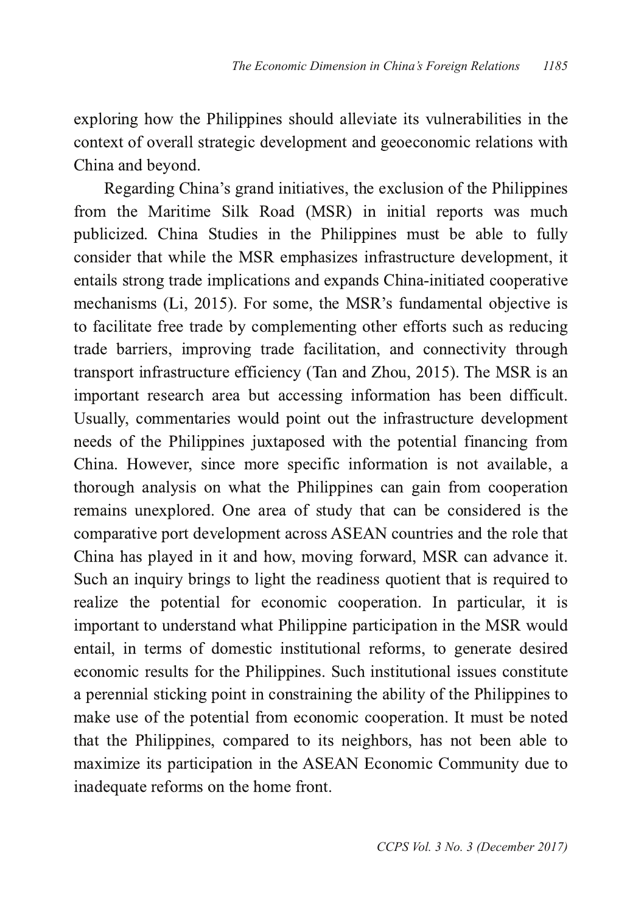exploring how the Philippines should alleviate its vulnerabilities in the context of overall strategic development and geoeconomic relations with China and beyond.

Regarding China's grand initiatives, the exclusion of the Philippines from the Maritime Silk Road (MSR) in initial reports was much publicized. China Studies in the Philippines must be able to fully consider that while the MSR emphasizes infrastructure development, it entails strong trade implications and expands China-initiated cooperative mechanisms (Li, 2015). For some, the MSR's fundamental objective is to facilitate free trade by complementing other efforts such as reducing trade barriers, improving trade facilitation, and connectivity through transport infrastructure efficiency (Tan and Zhou, 2015). The MSR is an important research area but accessing information has been difficult. Usually, commentaries would point out the infrastructure development needs of the Philippines juxtaposed with the potential financing from China. However, since more specific information is not available, a thorough analysis on what the Philippines can gain from cooperation remains unexplored. One area of study that can be considered is the comparative port development across ASEAN countries and the role that China has played in it and how, moving forward, MSR can advance it. Such an inquiry brings to light the readiness quotient that is required to realize the potential for economic cooperation. In particular, it is important to understand what Philippine participation in the MSR would entail, in terms of domestic institutional reforms, to generate desired economic results for the Philippines. Such institutional issues constitute a perennial sticking point in constraining the ability of the Philippines to make use of the potential from economic cooperation. It must be noted that the Philippines, compared to its neighbors, has not been able to maximize its participation in the ASEAN Economic Community due to inadequate reforms on the home front.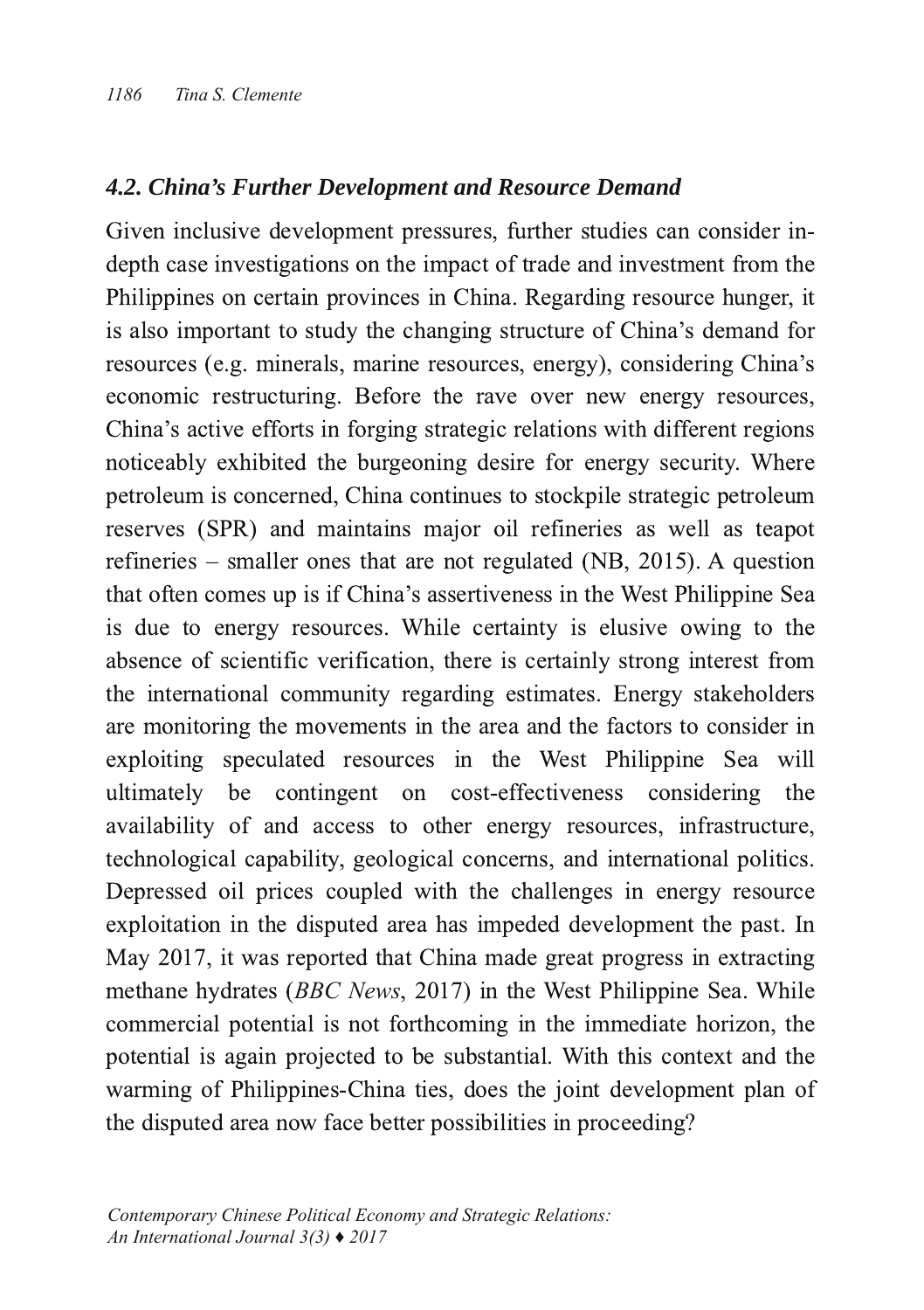### *4.2. China's Further Development and Resource Demand*

Given inclusive development pressures, further studies can consider in-depth case investigations on the impact of trade and investment from the Philippines on certain provinces in China. Regarding resource hunger, it is also important to study the changing structure of China's demand for resources (e.g. minerals, marine resources, energy), considering China's economic restructuring. Before the rave over new energy resources, China's active efforts in forging strategic relations with different regions noticeably exhibited the burgeoning desire for energy security. Where petroleum is concerned, China continues to stockpile strategic petroleum reserves (SPR) and maintains major oil refineries as well as teapot refineries – smaller ones that are not regulated (NB, 2015). A question that often comes up is if China's assertiveness in the West Philippine Sea is due to energy resources. While certainty is elusive owing to the absence of scientific verification, there is certainly strong interest from the international community regarding estimates. Energy stakeholders are monitoring the movements in the area and the factors to consider in exploiting speculated resources in the West Philippine Sea will ultimately be contingent on cost-effectiveness considering the availability of and access to other energy resources, infrastructure, technological capability, geological concerns, and international politics. Depressed oil prices coupled with the challenges in energy resource exploitation in the disputed area has impeded development the past. In May 2017, it was reported that China made great progress in extracting methane hydrates (*BBC News*, 2017) in the West Philippine Sea. While commercial potential is not forthcoming in the immediate horizon, the potential is again projected to be substantial. With this context and the warming of Philippines-China ties, does the joint development plan of the disputed area now face better possibilities in proceeding?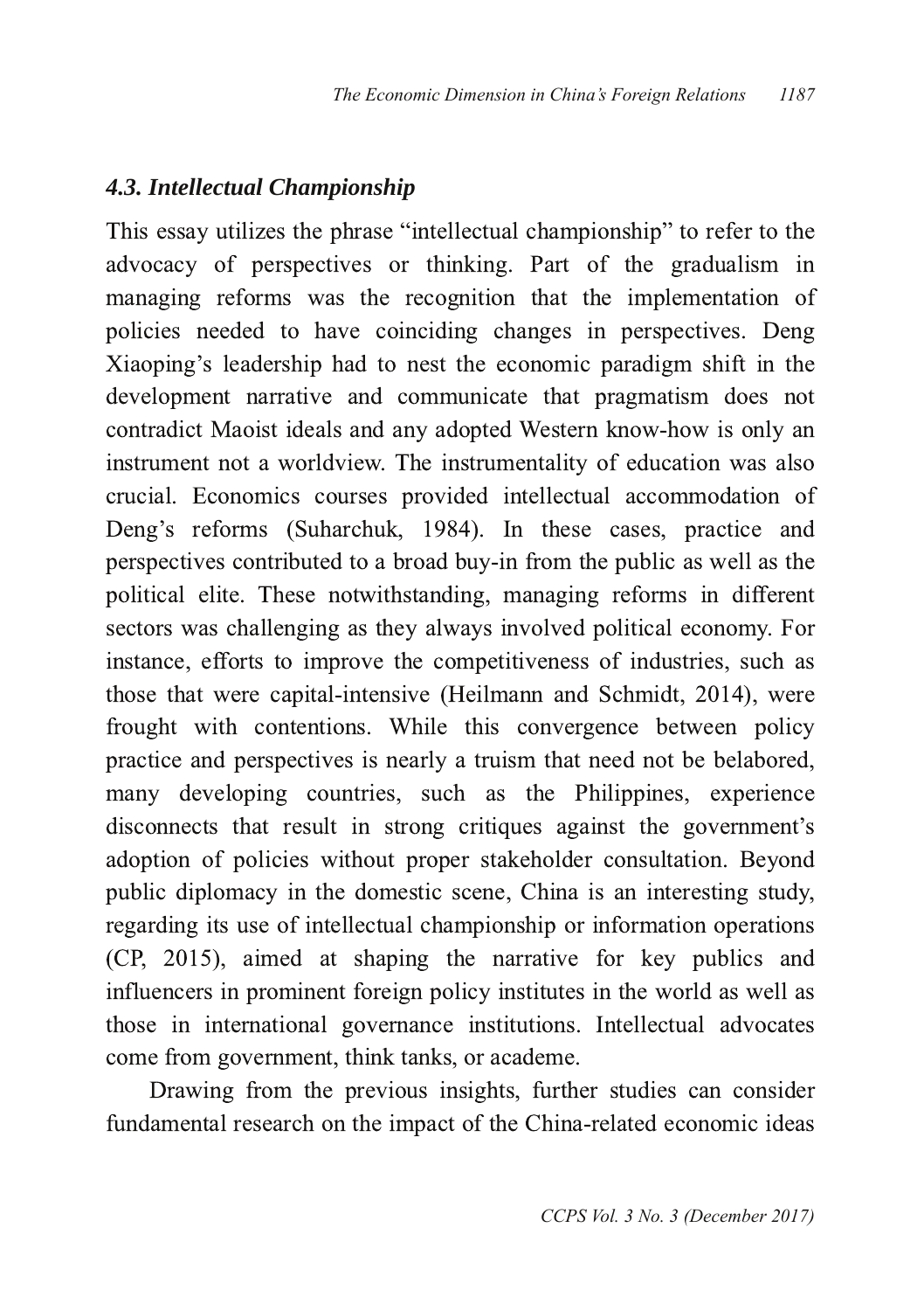### *4.3. Intellectual Championship*

This essay utilizes the phrase "intellectual championship" to refer to the advocacy of perspectives or thinking. Part of the gradualism in managing reforms was the recognition that the implementation of policies needed to have coinciding changes in perspectives. Deng Xiaoping's leadership had to nest the economic paradigm shift in the development narrative and communicate that pragmatism does not contradict Maoist ideals and any adopted Western know-how is only an instrument not a worldview. The instrumentality of education was also crucial. Economics courses provided intellectual accommodation of Deng's reforms (Suharchuk, 1984). In these cases, practice and perspectives contributed to a broad buy-in from the public as well as the political elite. These notwithstanding, managing reforms in different sectors was challenging as they always involved political economy. For instance, efforts to improve the competitiveness of industries, such as those that were capital-intensive (Heilmann and Schmidt, 2014), were frought with contentions. While this convergence between policy practice and perspectives is nearly a truism that need not be belabored, many developing countries, such as the Philippines, experience disconnects that result in strong critiques against the government's adoption of policies without proper stakeholder consultation. Beyond public diplomacy in the domestic scene, China is an interesting study, regarding its use of intellectual championship or information operations (CP, 2015), aimed at shaping the narrative for key publics and influencers in prominent foreign policy institutes in the world as well as those in international governance institutions. Intellectual advocates come from government, think tanks, or academe.

Drawing from the previous insights, further studies can consider fundamental research on the impact of the China-related economic ideas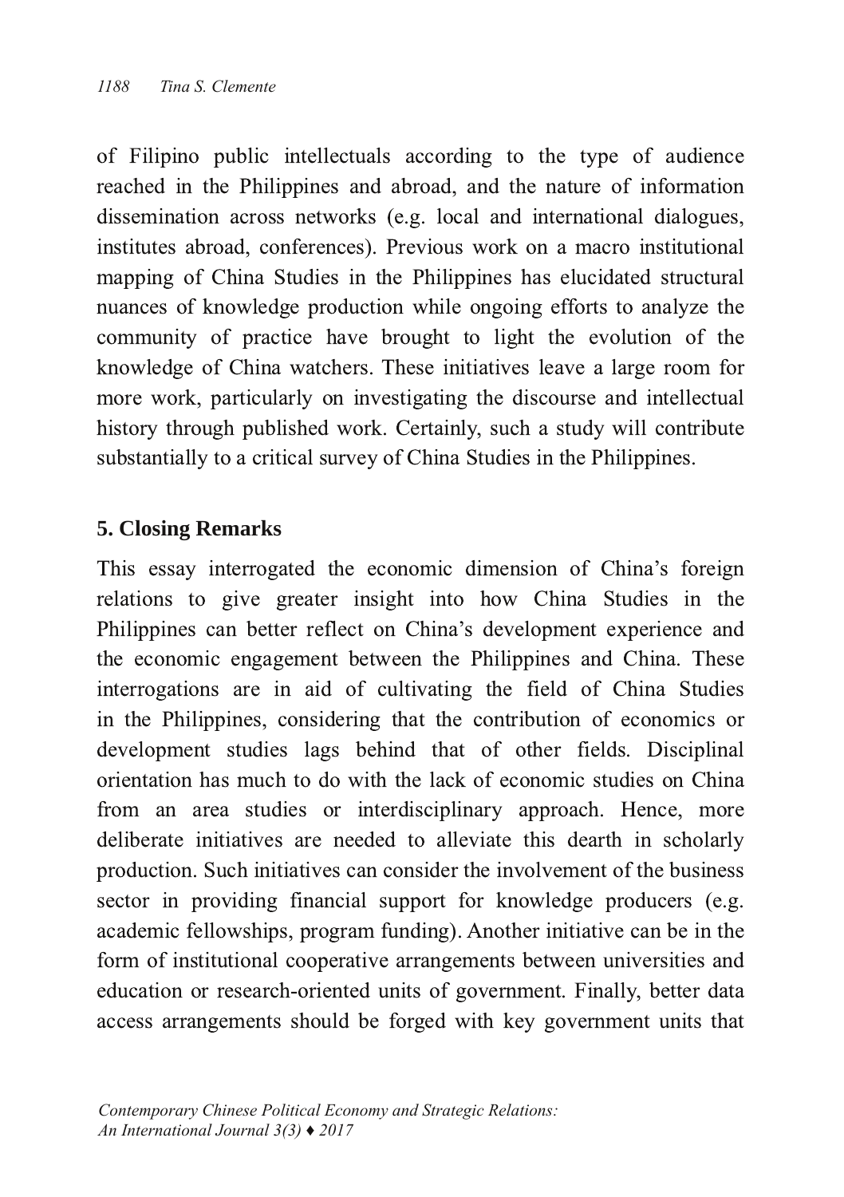of Filipino public intellectuals according to the type of audience reached in the Philippines and abroad, and the nature of information dissemination across networks (e.g. local and international dialogues, institutes abroad, conferences). Previous work on a macro institutional mapping of China Studies in the Philippines has elucidated structural nuances of knowledge production while ongoing efforts to analyze the community of practice have brought to light the evolution of the knowledge of China watchers. These initiatives leave a large room for more work, particularly on investigating the discourse and intellectual history through published work. Certainly, such a study will contribute substantially to a critical survey of China Studies in the Philippines.

## 5. Closing Remarks

This essay interrogated the economic dimension of China's foreign relations to give greater insight into how China Studies in the Philippines can better reflect on China's development experience and the economic engagement between the Philippines and China. These interrogations are in aid of cultivating the field of China Studies in the Philippines, considering that the contribution of economics or development studies lags behind that of other fields. Disciplinal orientation has much to do with the lack of economic studies on China from an area studies or interdisciplinary approach. Hence, more deliberate initiatives are needed to alleviate this dearth in scholarly production. Such initiatives can consider the involvement of the business sector in providing financial support for knowledge producers (e.g. academic fellowships, program funding). Another initiative can be in the form of institutional cooperative arrangements between universities and education or research-oriented units of government. Finally, better data access arrangements should be forged with key government units that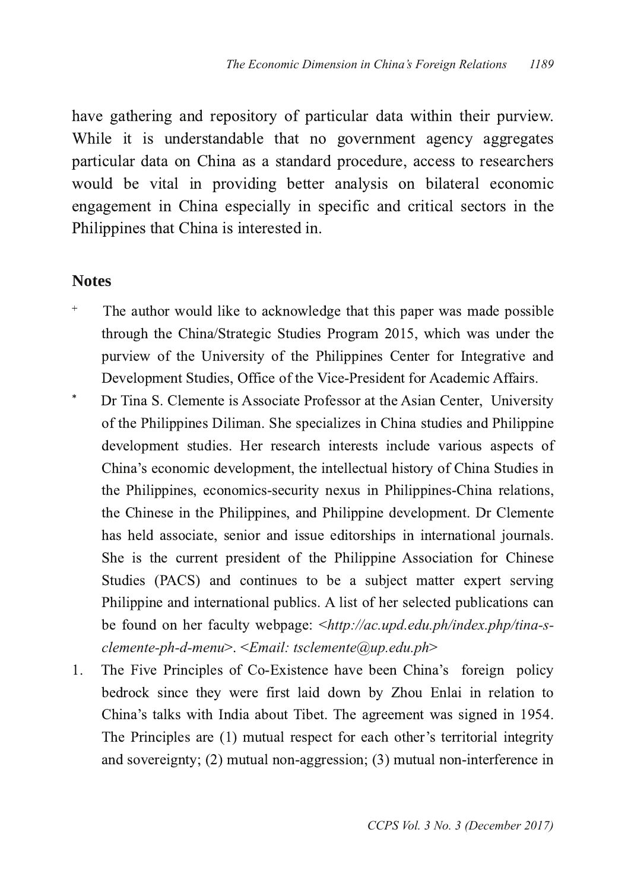have gathering and repository of particular data within their purview. While it is understandable that no government agency aggregates particular data on China as a standard procedure, access to researchers would be vital in providing better analysis on bilateral economic engagement in China especially in specific and critical sectors in the Philippines that China is interested in.

## Notes

+ The author would like to acknowledge that this paper was made possible through the China/Strategic Studies Program 2015, which was under the purview of the University of the Philippines Center for Integrative and Development Studies, Office of the Vice-President for Academic Affairs.

* Dr Tina S. Clemente is Associate Professor at the Asian Center, University of the Philippines Diliman. She specializes in China studies and Philippine development studies. Her research interests include various aspects of China's economic development, the intellectual history of China Studies in the Philippines, economics-security nexus in Philippines-China relations, the Chinese in the Philippines, and Philippine development. Dr Clemente has held associate, senior and issue editorships in international journals. She is the current president of the Philippine Association for Chinese Studies (PACS) and continues to be a subject matter expert serving Philippine and international publics. A list of her selected publications can be found on her faculty webpage: <*http://ac.upd.edu.ph/index.php/tina-s-clemente-ph-d-menu*>. <*Email: tsclemente@up.edu.ph*>

1. The Five Principles of Co-Existence have been China's foreign policy bedrock since they were first laid down by Zhou Enlai in relation to China's talks with India about Tibet. The agreement was signed in 1954. The Principles are (1) mutual respect for each other's territorial integrity and sovereignty; (2) mutual non-aggression; (3) mutual non-interference in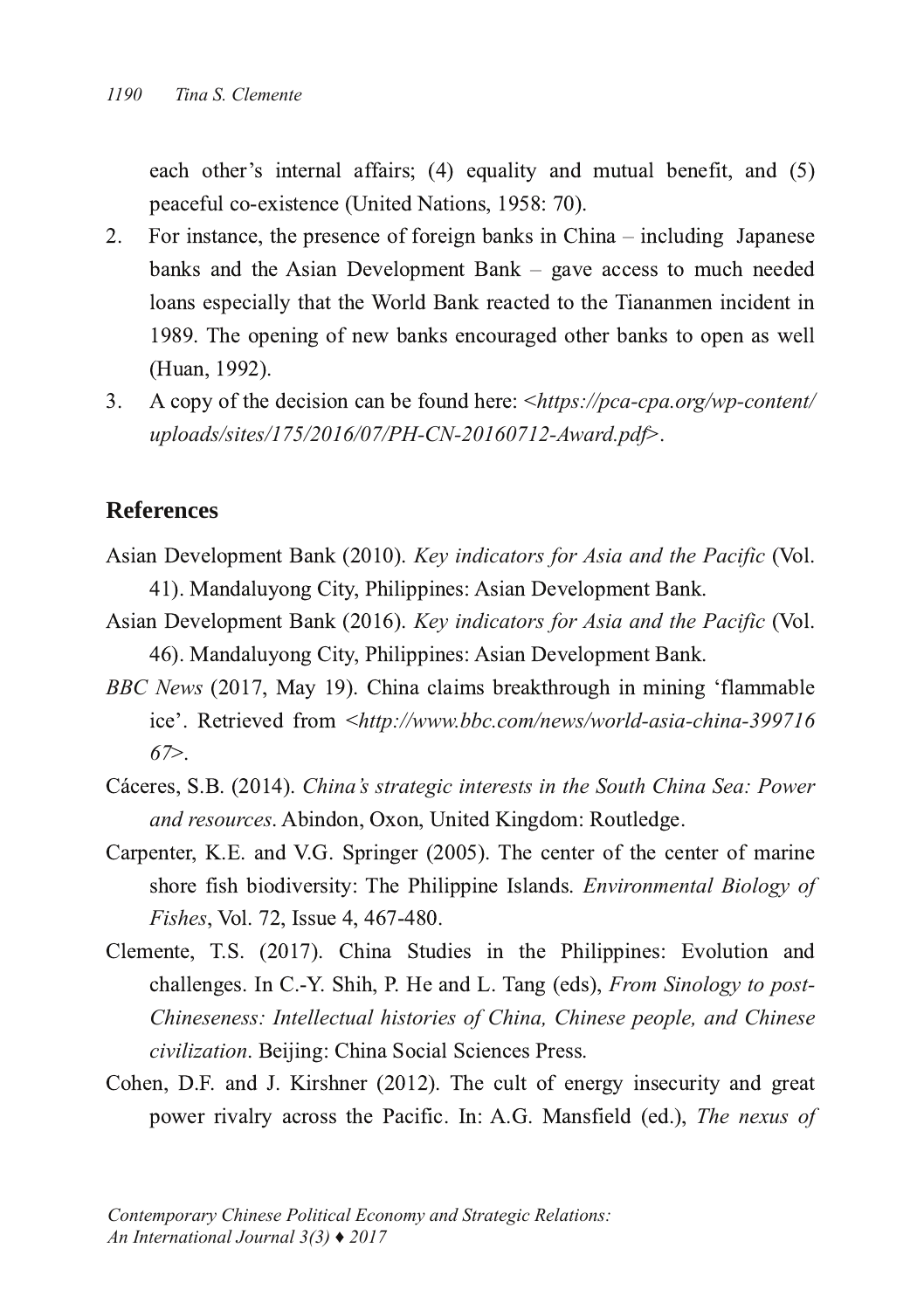each other's internal affairs; (4) equality and mutual benefit, and (5) peaceful co-existence (United Nations, 1958: 70).

2. For instance, the presence of foreign banks in China – including Japanese banks and the Asian Development Bank – gave access to much needed loans especially that the World Bank reacted to the Tiananmen incident in 1989. The opening of new banks encouraged other banks to open as well (Huan, 1992).
3. A copy of the decision can be found here: <*https://pca-cpa.org/wp-content/uploads/sites/175/2016/07/PH-CN-20160712-Award.pdf*>.

## References

Asian Development Bank (2010). *Key indicators for Asia and the Pacific* (Vol. 41). Mandaluyong City, Philippines: Asian Development Bank.

Asian Development Bank (2016). *Key indicators for Asia and the Pacific* (Vol. 46). Mandaluyong City, Philippines: Asian Development Bank.

*BBC News* (2017, May 19). China claims breakthrough in mining 'flammable ice'. Retrieved from <*http://www.bbc.com/news/world-asia-china-39971667*>.

Cáceres, S.B. (2014). *China's strategic interests in the South China Sea: Power and resources*. Abindon, Oxon, United Kingdom: Routledge.

Carpenter, K.E. and V.G. Springer (2005). The center of the center of marine shore fish biodiversity: The Philippine Islands. *Environmental Biology of Fishes*, Vol. 72, Issue 4, 467-480.

Clemente, T.S. (2017). China Studies in the Philippines: Evolution and challenges. In C.-Y. Shih, P. He and L. Tang (eds), *From Sinology to post-Chineseness: Intellectual histories of China, Chinese people, and Chinese civilization*. Beijing: China Social Sciences Press.

Cohen, D.F. and J. Kirshner (2012). The cult of energy insecurity and great power rivalry across the Pacific. In: A.G. Mansfield (ed.), *The nexus of*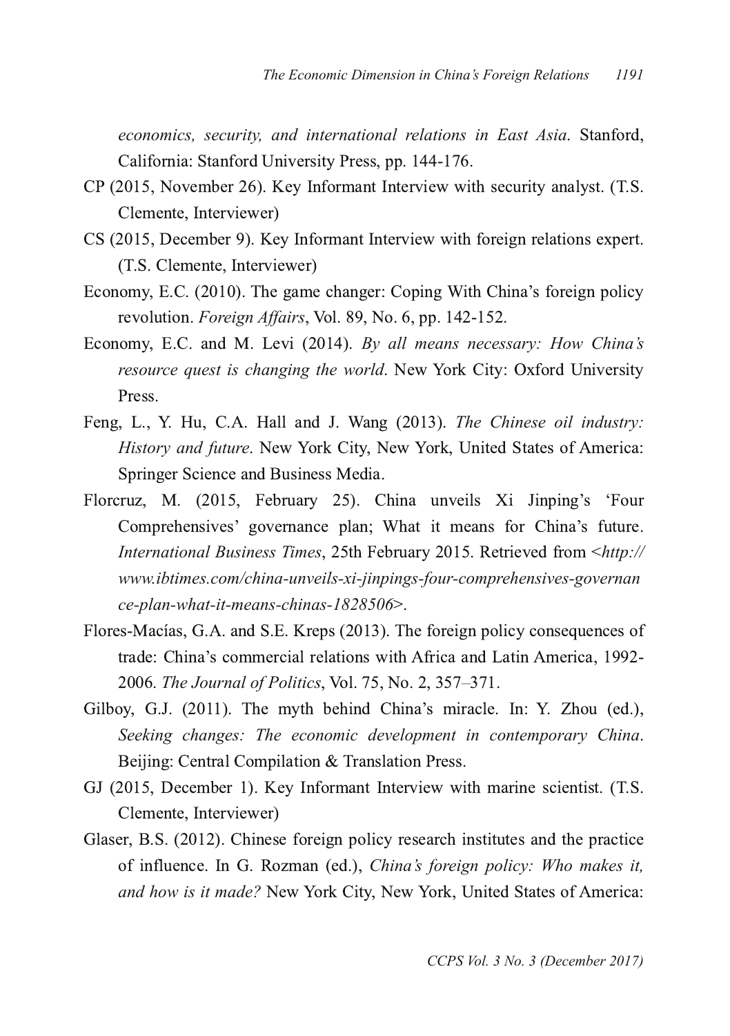*economics, security, and international relations in East Asia*. Stanford, California: Stanford University Press, pp. 144-176.

CP (2015, November 26). Key Informant Interview with security analyst. (T.S. Clemente, Interviewer)

CS (2015, December 9). Key Informant Interview with foreign relations expert. (T.S. Clemente, Interviewer)

Economy, E.C. (2010). The game changer: Coping With China's foreign policy revolution. *Foreign Affairs*, Vol. 89, No. 6, pp. 142-152.

Economy, E.C. and M. Levi (2014). *By all means necessary: How China's resource quest is changing the world*. New York City: Oxford University Press.

Feng, L., Y. Hu, C.A. Hall and J. Wang (2013). *The Chinese oil industry: History and future*. New York City, New York, United States of America: Springer Science and Business Media.

Florcruz, M. (2015, February 25). China unveils Xi Jinping's 'Four Comprehensives' governance plan; What it means for China's future. *International Business Times*, 25th February 2015. Retrieved from <*http://www.ibtimes.com/china-unveils-xi-jinpings-four-comprehensives-governance-plan-what-it-means-chinas-1828506*>.

Flores-Macías, G.A. and S.E. Kreps (2013). The foreign policy consequences of trade: China's commercial relations with Africa and Latin America, 1992-2006. *The Journal of Politics*, Vol. 75, No. 2, 357–371.

Gilboy, G.J. (2011). The myth behind China's miracle. In: Y. Zhou (ed.), *Seeking changes: The economic development in contemporary China*. Beijing: Central Compilation & Translation Press.

GJ (2015, December 1). Key Informant Interview with marine scientist. (T.S. Clemente, Interviewer)

Glaser, B.S. (2012). Chinese foreign policy research institutes and the practice of influence. In G. Rozman (ed.), *China's foreign policy: Who makes it, and how is it made?* New York City, New York, United States of America: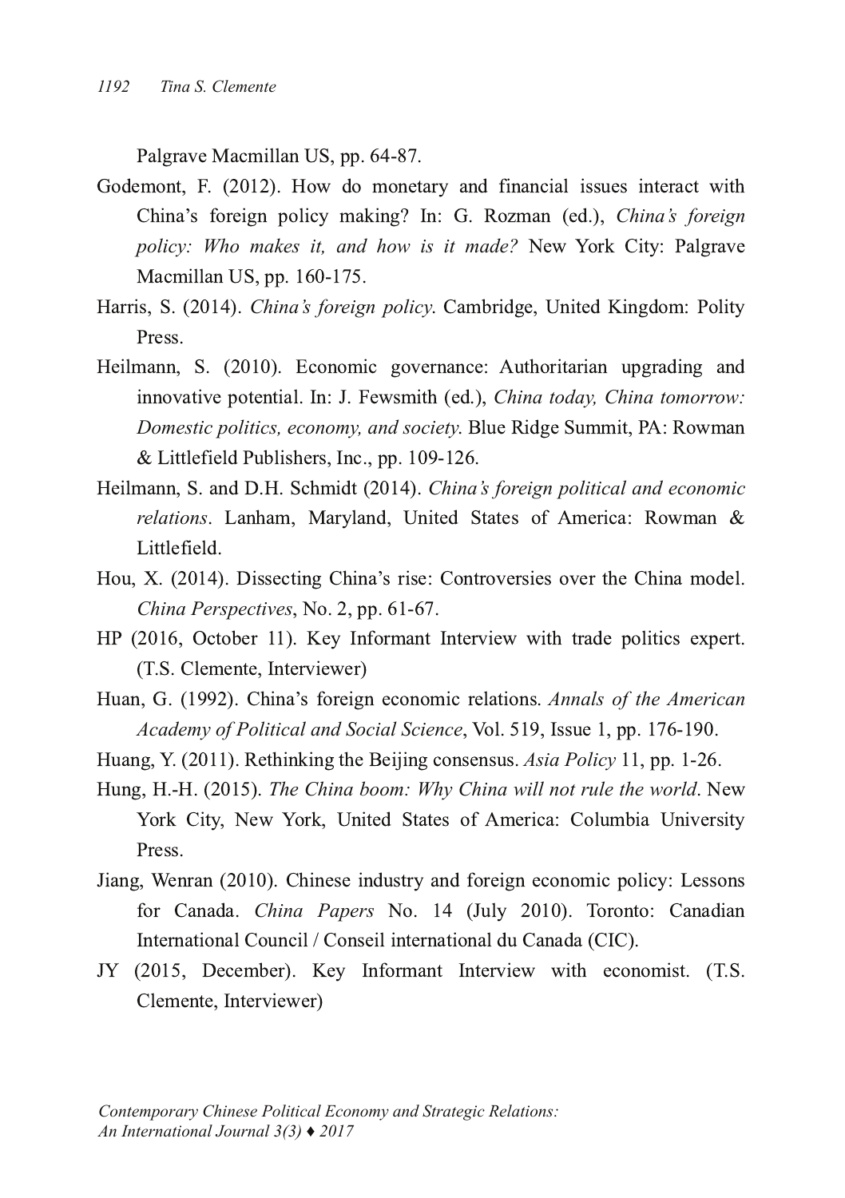Palgrave Macmillan US, pp. 64-87.

Godemont, F. (2012). How do monetary and financial issues interact with China's foreign policy making? In: G. Rozman (ed.), *China's foreign policy: Who makes it, and how is it made?* New York City: Palgrave Macmillan US, pp. 160-175.

Harris, S. (2014). *China's foreign policy*. Cambridge, United Kingdom: Polity Press.

Heilmann, S. (2010). Economic governance: Authoritarian upgrading and innovative potential. In: J. Fewsmith (ed.), *China today, China tomorrow: Domestic politics, economy, and society*. Blue Ridge Summit, PA: Rowman & Littlefield Publishers, Inc., pp. 109-126.

Heilmann, S. and D.H. Schmidt (2014). *China's foreign political and economic relations*. Lanham, Maryland, United States of America: Rowman & Littlefield.

Hou, X. (2014). Dissecting China's rise: Controversies over the China model. *China Perspectives*, No. 2, pp. 61-67.

HP (2016, October 11). Key Informant Interview with trade politics expert. (T.S. Clemente, Interviewer)

Huan, G. (1992). China's foreign economic relations. *Annals of the American Academy of Political and Social Science*, Vol. 519, Issue 1, pp. 176-190.

Huang, Y. (2011). Rethinking the Beijing consensus. *Asia Policy* 11, pp. 1-26.

Hung, H.-H. (2015). *The China boom: Why China will not rule the world*. New York City, New York, United States of America: Columbia University Press.

Jiang, Wenran (2010). Chinese industry and foreign economic policy: Lessons for Canada. *China Papers* No. 14 (July 2010). Toronto: Canadian International Council / Conseil international du Canada (CIC).

JY (2015, December). Key Informant Interview with economist. (T.S. Clemente, Interviewer)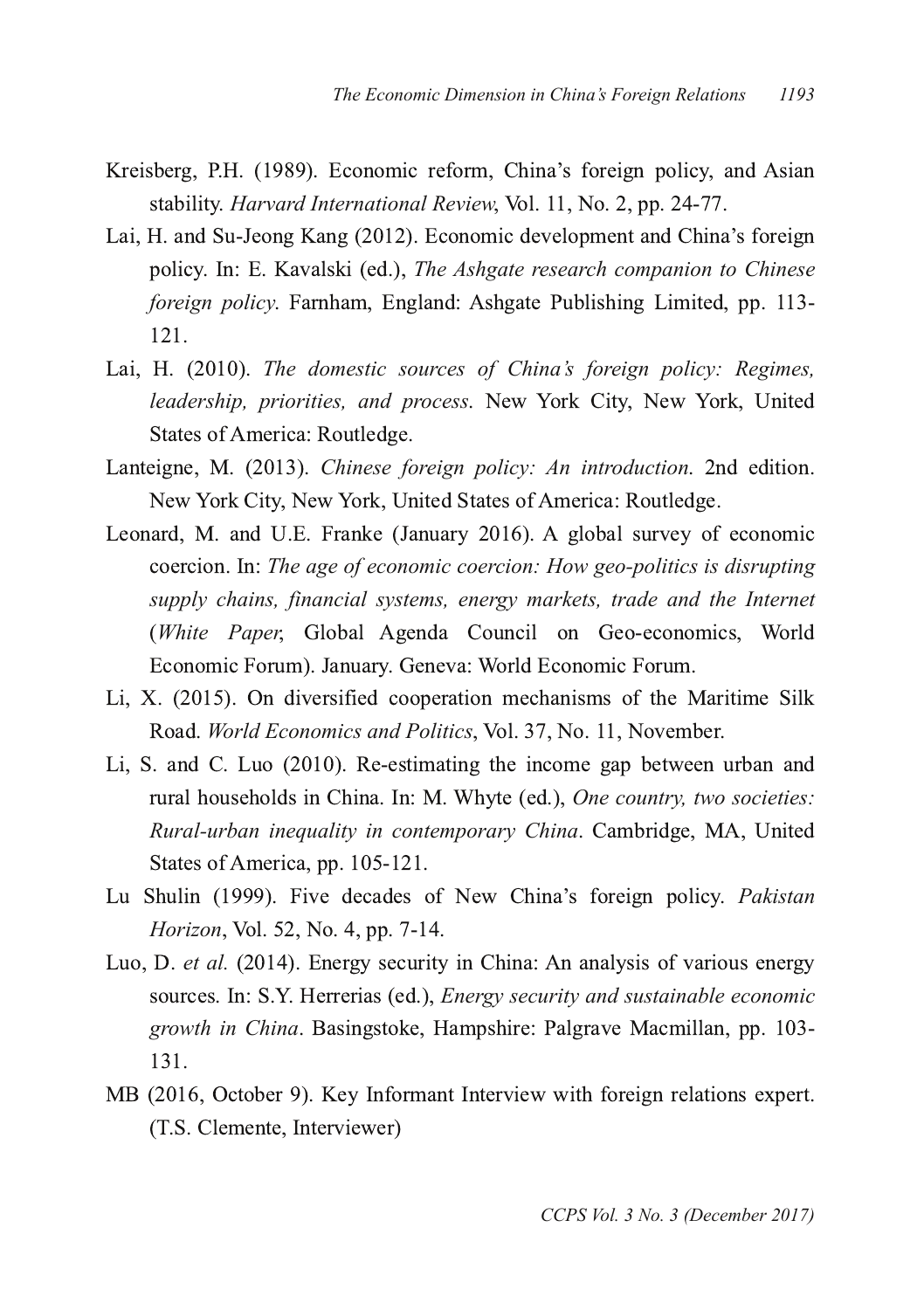Kreisberg, P.H. (1989). Economic reform, China's foreign policy, and Asian stability. *Harvard International Review*, Vol. 11, No. 2, pp. 24-77.

Lai, H. and Su-Jeong Kang (2012). Economic development and China's foreign policy. In: E. Kavalski (ed.), *The Ashgate research companion to Chinese foreign policy*. Farnham, England: Ashgate Publishing Limited, pp. 113-121.

Lai, H. (2010). *The domestic sources of China's foreign policy: Regimes, leadership, priorities, and process*. New York City, New York, United States of America: Routledge.

Lanteigne, M. (2013). *Chinese foreign policy: An introduction.* 2nd edition. New York City, New York, United States of America: Routledge.

Leonard, M. and U.E. Franke (January 2016). A global survey of economic coercion. In: *The age of economic coercion: How geo-politics is disrupting supply chains, financial systems, energy markets, trade and the Internet* (*White Paper*, Global Agenda Council on Geo-economics, World Economic Forum). January. Geneva: World Economic Forum.

Li, X. (2015). On diversified cooperation mechanisms of the Maritime Silk Road. *World Economics and Politics*, Vol. 37, No. 11, November.

Li, S. and C. Luo (2010). Re-estimating the income gap between urban and rural households in China. In: M. Whyte (ed.), *One country, two societies: Rural-urban inequality in contemporary China*. Cambridge, MA, United States of America, pp. 105-121.

Lu Shulin (1999). Five decades of New China's foreign policy. *Pakistan Horizon*, Vol. 52, No. 4, pp. 7-14.

Luo, D. *et al.* (2014). Energy security in China: An analysis of various energy sources. In: S.Y. Herrerias (ed.), *Energy security and sustainable economic growth in China*. Basingstoke, Hampshire: Palgrave Macmillan, pp. 103-131.

MB (2016, October 9). Key Informant Interview with foreign relations expert. (T.S. Clemente, Interviewer)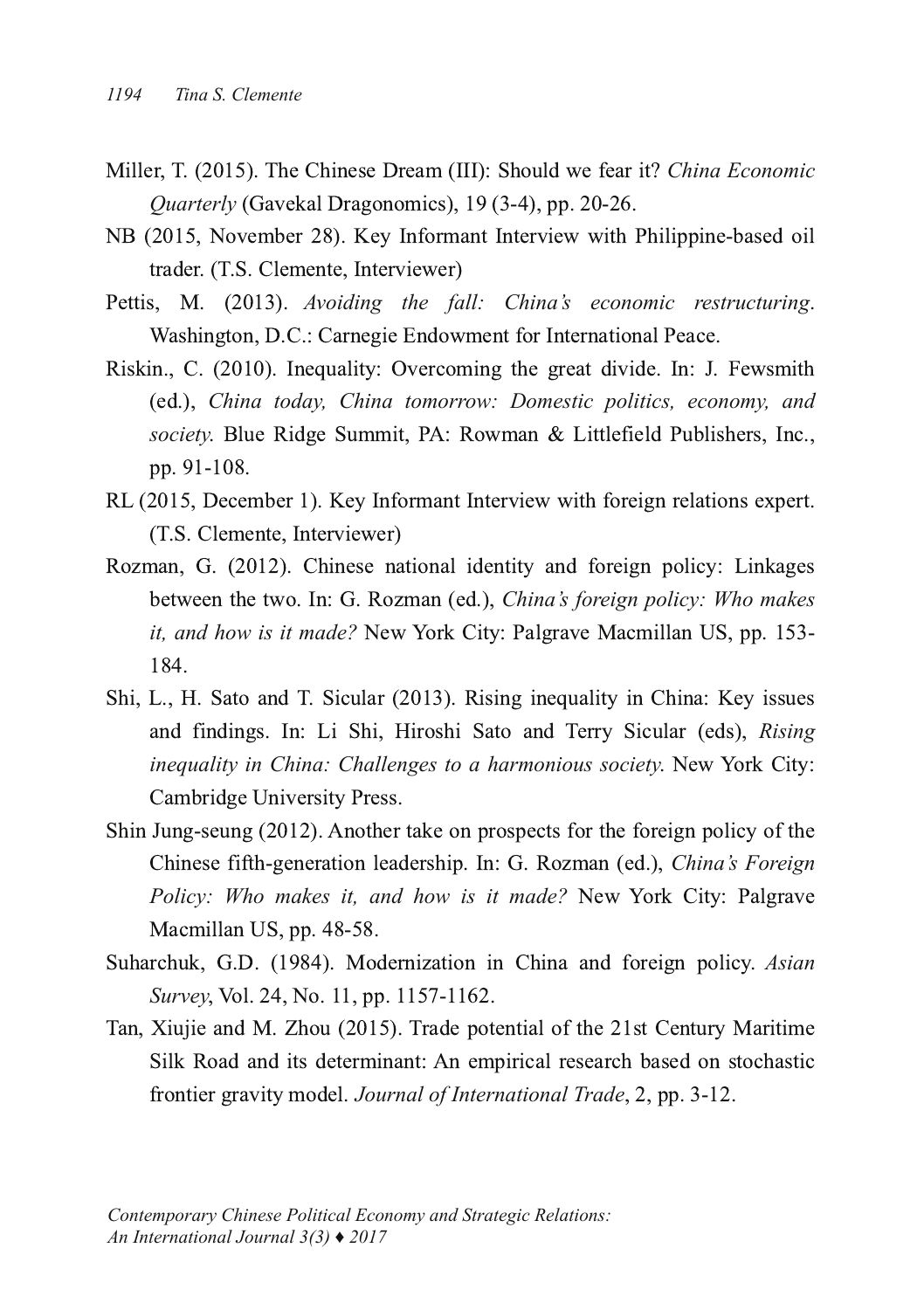Miller, T. (2015). The Chinese Dream (III): Should we fear it? *China Economic Quarterly* (Gavekal Dragonomics), 19 (3-4), pp. 20-26.

NB (2015, November 28). Key Informant Interview with Philippine-based oil trader. (T.S. Clemente, Interviewer)

Pettis, M. (2013). *Avoiding the fall: China's economic restructuring*. Washington, D.C.: Carnegie Endowment for International Peace.

Riskin., C. (2010). Inequality: Overcoming the great divide. In: J. Fewsmith (ed.), *China today, China tomorrow: Domestic politics, economy, and society*. Blue Ridge Summit, PA: Rowman & Littlefield Publishers, Inc., pp. 91-108.

RL (2015, December 1). Key Informant Interview with foreign relations expert. (T.S. Clemente, Interviewer)

Rozman, G. (2012). Chinese national identity and foreign policy: Linkages between the two. In: G. Rozman (ed.), *China's foreign policy: Who makes it, and how is it made?* New York City: Palgrave Macmillan US, pp. 153-184.

Shi, L., H. Sato and T. Sicular (2013). Rising inequality in China: Key issues and findings. In: Li Shi, Hiroshi Sato and Terry Sicular (eds), *Rising inequality in China: Challenges to a harmonious society*. New York City: Cambridge University Press.

Shin Jung-seung (2012). Another take on prospects for the foreign policy of the Chinese fifth-generation leadership. In: G. Rozman (ed.), *China's Foreign Policy: Who makes it, and how is it made?* New York City: Palgrave Macmillan US, pp. 48-58.

Suharchuk, G.D. (1984). Modernization in China and foreign policy. *Asian Survey*, Vol. 24, No. 11, pp. 1157-1162.

Tan, Xiujie and M. Zhou (2015). Trade potential of the 21st Century Maritime Silk Road and its determinant: An empirical research based on stochastic frontier gravity model. *Journal of International Trade*, 2, pp. 3-12.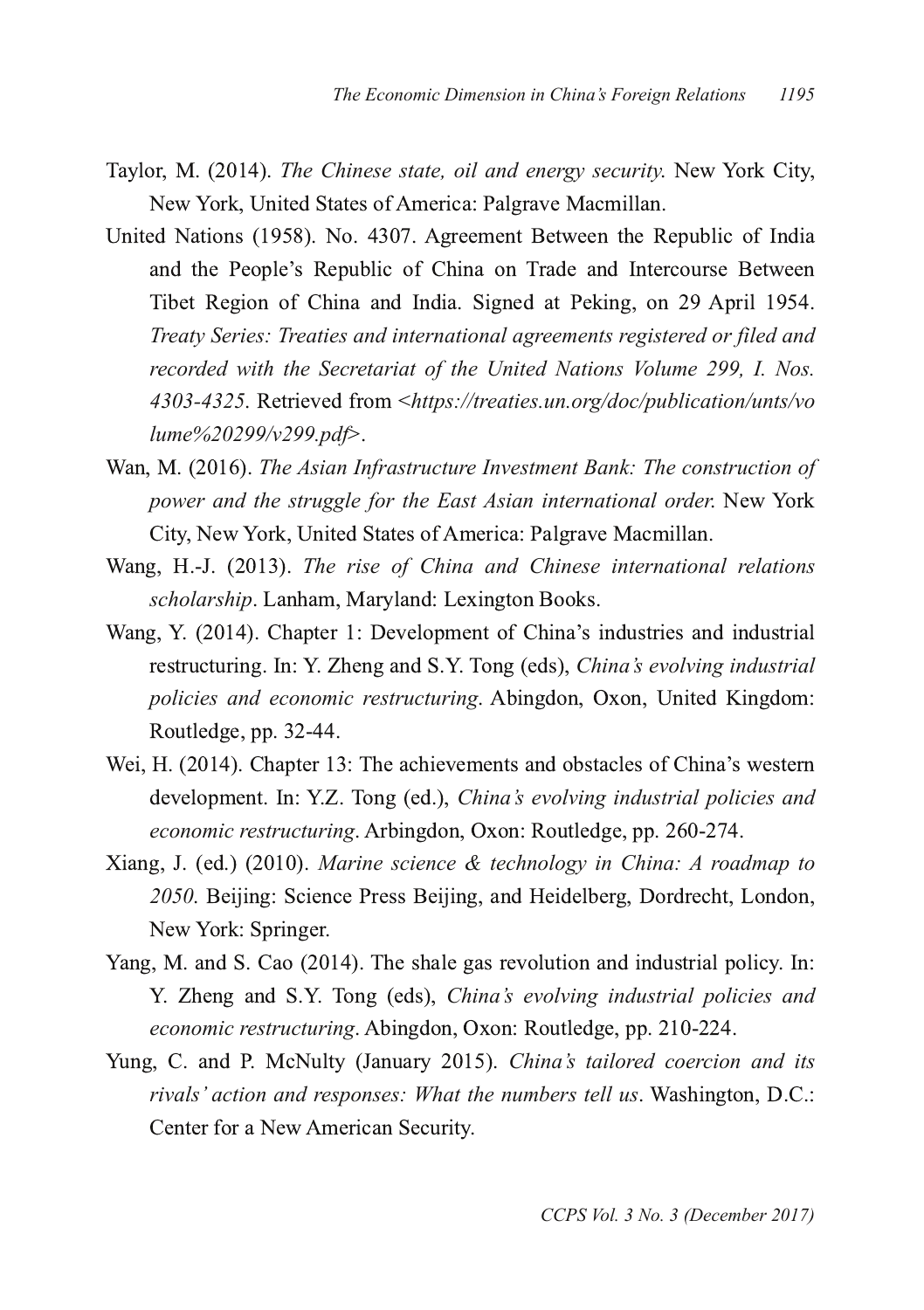Taylor, M. (2014). *The Chinese state, oil and energy security*. New York City, New York, United States of America: Palgrave Macmillan.

United Nations (1958). No. 4307. Agreement Between the Republic of India and the People's Republic of China on Trade and Intercourse Between Tibet Region of China and India. Signed at Peking, on 29 April 1954. *Treaty Series: Treaties and international agreements registered or filed and recorded with the Secretariat of the United Nations Volume 299, I. Nos. 4303-4325*. Retrieved from <*https://treaties.un.org/doc/publication/unts/volume%20299/v299.pdf*>.

Wan, M. (2016). *The Asian Infrastructure Investment Bank: The construction of power and the struggle for the East Asian international order*. New York City, New York, United States of America: Palgrave Macmillan.

Wang, H.-J. (2013). *The rise of China and Chinese international relations scholarship*. Lanham, Maryland: Lexington Books.

Wang, Y. (2014). Chapter 1: Development of China's industries and industrial restructuring. In: Y. Zheng and S.Y. Tong (eds), *China's evolving industrial policies and economic restructuring*. Abingdon, Oxon, United Kingdom: Routledge, pp. 32-44.

Wei, H. (2014). Chapter 13: The achievements and obstacles of China's western development. In: Y.Z. Tong (ed.), *China's evolving industrial policies and economic restructuring*. Arbingdon, Oxon: Routledge, pp. 260-274.

Xiang, J. (ed.) (2010). *Marine science & technology in China: A roadmap to 2050*. Beijing: Science Press Beijing, and Heidelberg, Dordrecht, London, New York: Springer.

Yang, M. and S. Cao (2014). The shale gas revolution and industrial policy. In: Y. Zheng and S.Y. Tong (eds), *China's evolving industrial policies and economic restructuring*. Abingdon, Oxon: Routledge, pp. 210-224.

Yung, C. and P. McNulty (January 2015). *China's tailored coercion and its rivals' action and responses: What the numbers tell us*. Washington, D.C.: Center for a New American Security.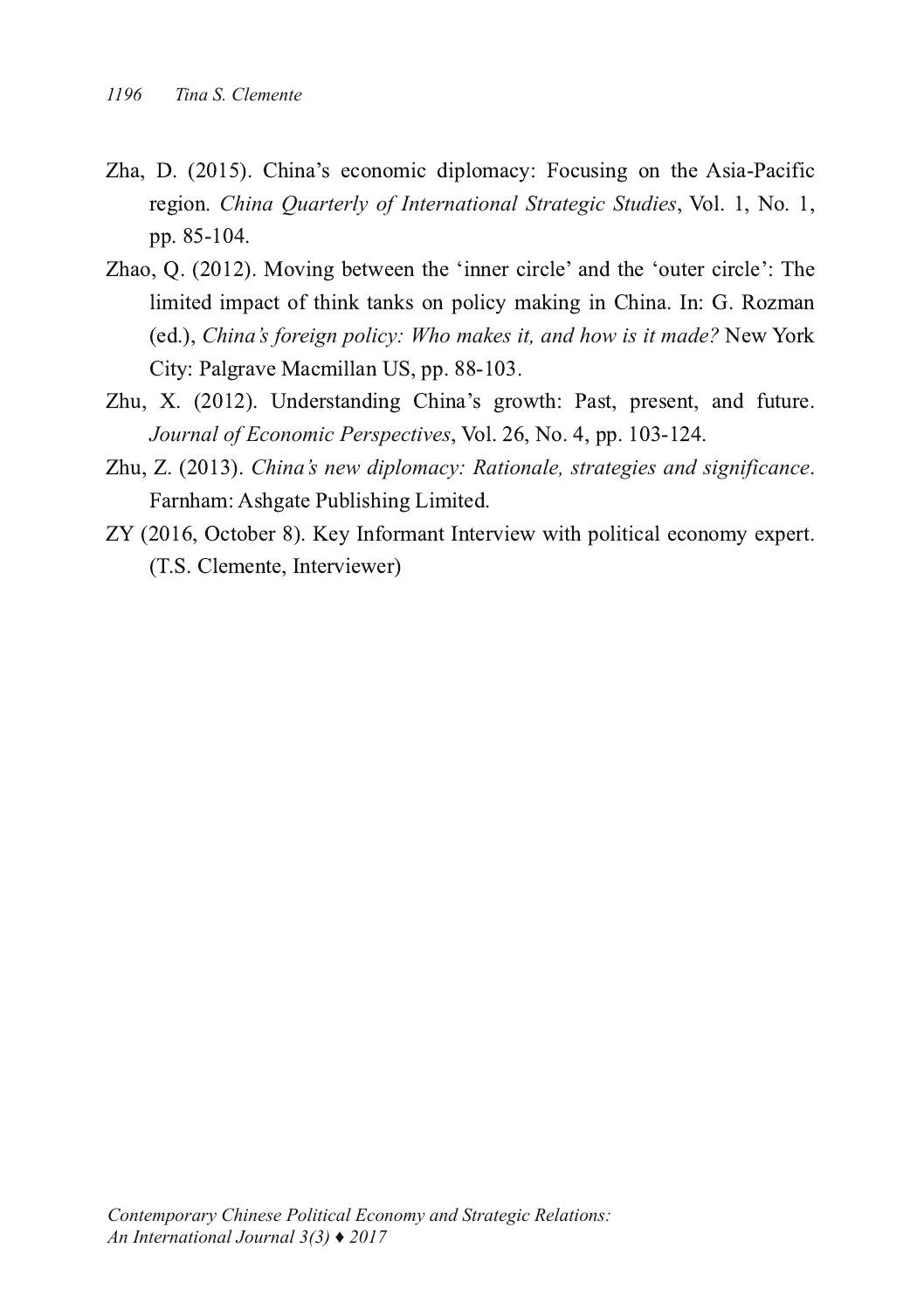Zha, D. (2015). China's economic diplomacy: Focusing on the Asia-Pacific region. *China Quarterly of International Strategic Studies*, Vol. 1, No. 1, pp. 85-104.

Zhao, Q. (2012). Moving between the 'inner circle' and the 'outer circle': The limited impact of think tanks on policy making in China. In: G. Rozman (ed.), *China's foreign policy: Who makes it, and how is it made?* New York City: Palgrave Macmillan US, pp. 88-103.

Zhu, X. (2012). Understanding China's growth: Past, present, and future. *Journal of Economic Perspectives*, Vol. 26, No. 4, pp. 103-124.

Zhu, Z. (2013). *China's new diplomacy: Rationale, strategies and significance*. Farnham: Ashgate Publishing Limited.

ZY (2016, October 8). Key Informant Interview with political economy expert. (T.S. Clemente, Interviewer)